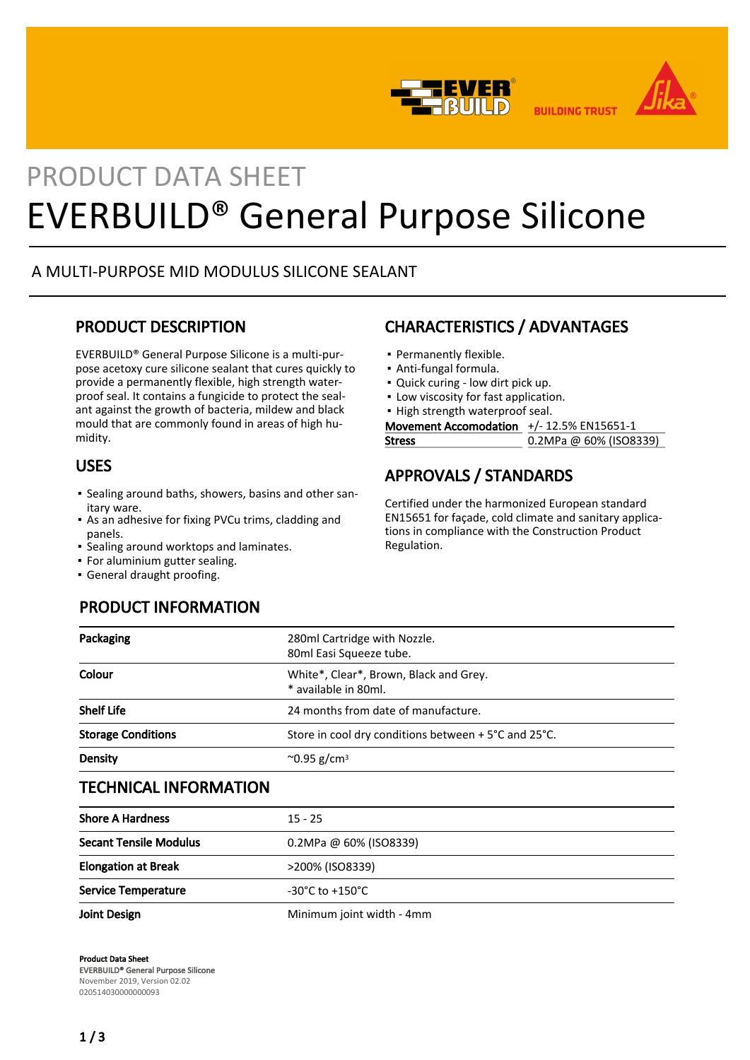PRODUCT DATA SHEET

# EVERBUILD® General Purpose Silicone

A MULTI-PURPOSE MID MODULUS SILICONE SEALANT

## PRODUCT DESCRIPTION

EVERBUILD® General Purpose Silicone is a multi-purpose acetoxy cure silicone sealant that cures quickly to provide a permanently flexible, high strength waterproof seal. It contains a fungicide to protect the sealant against the growth of bacteria, mildew and black mould that are commonly found in areas of high humidity.

## USES

- Sealing around baths, showers, basins and other sanitary ware.
- As an adhesive for fixing PVCu trims, cladding and panels.
- Sealing around worktops and laminates.
- For aluminium gutter sealing.
- General draught proofing.

## CHARACTERISTICS / ADVANTAGES

- Permanently flexible.
- Anti-fungal formula.
- Quick curing - low dirt pick up.
- Low viscosity for fast application.
- High strength waterproof seal.

| | |
|---|---|
| **Movement Accomodation** | +/- 12.5% EN15651-1 |
| **Stress** | 0.2MPa @ 60% (ISO8339) |

## APPROVALS / STANDARDS

Certified under the harmonized European standard EN15651 for façade, cold climate and sanitary applications in compliance with the Construction Product Regulation.

## PRODUCT INFORMATION

| | |
|---|---|
| **Packaging** | 280ml Cartridge with Nozzle.<br>80ml Easi Squeeze tube. |
| **Colour** | White*, Clear*, Brown, Black and Grey.<br>* available in 80ml. |
| **Shelf Life** | 24 months from date of manufacture. |
| **Storage Conditions** | Store in cool dry conditions between + 5°C and 25°C. |
| **Density** | ~0.95 g/cm³ |

## TECHNICAL INFORMATION

| | |
|---|---|
| **Shore A Hardness** | 15 - 25 |
| **Secant Tensile Modulus** | 0.2MPa @ 60% (ISO8339) |
| **Elongation at Break** | >200% (ISO8339) |
| **Service Temperature** | -30°C to +150°C |
| **Joint Design** | Minimum joint width - 4mm |

**Product Data Sheet**
**EVERBUILD® General Purpose Silicone**
November 2019, Version 02.02
020514030000000093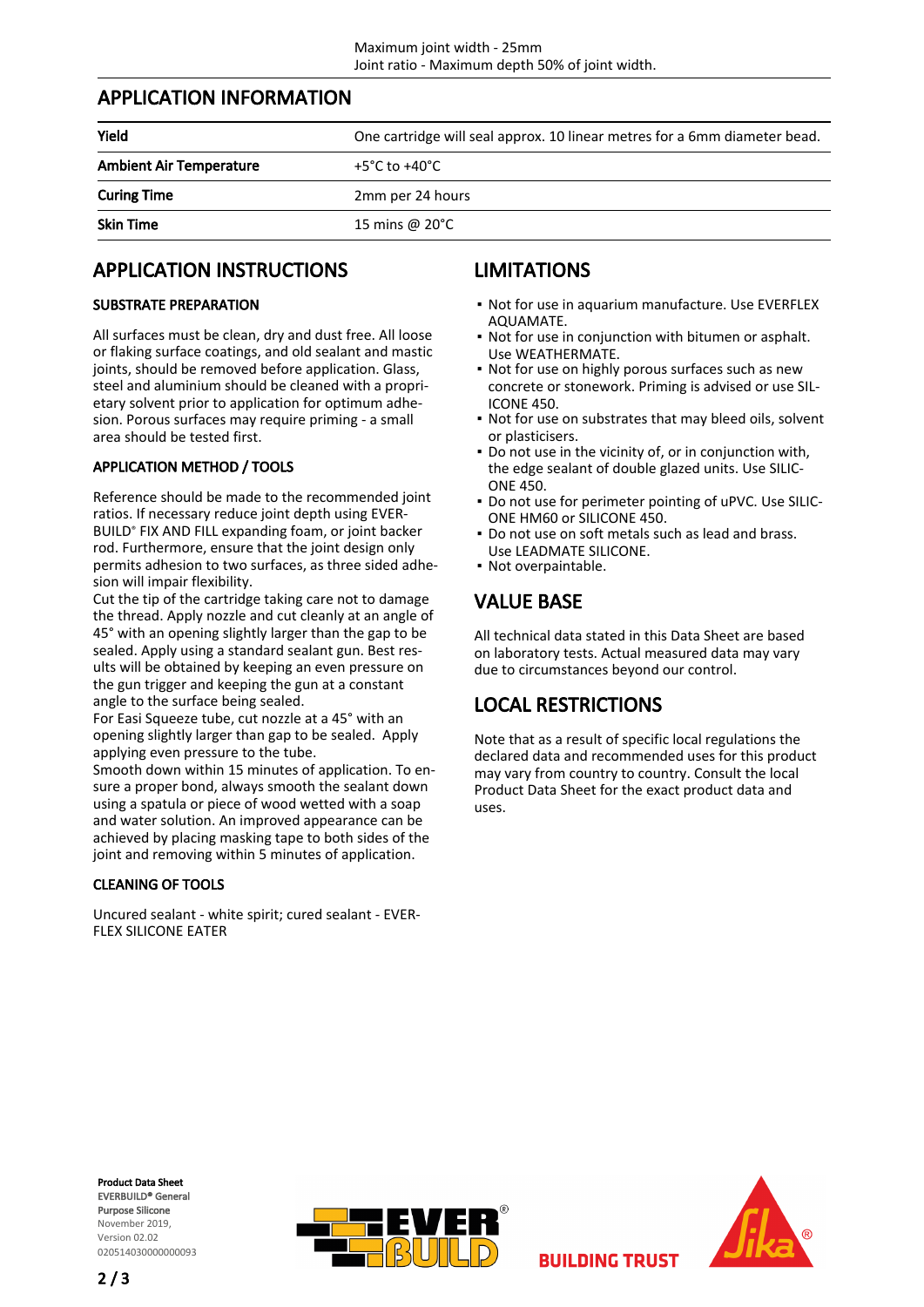Maximum joint width - 25mm
Joint ratio - Maximum depth 50% of joint width.

## APPLICATION INFORMATION

| | |
|---|---|
| **Yield** | One cartridge will seal approx. 10 linear metres for a 6mm diameter bead. |
| **Ambient Air Temperature** | +5°C to +40°C |
| **Curing Time** | 2mm per 24 hours |
| **Skin Time** | 15 mins @ 20°C |

## APPLICATION INSTRUCTIONS

### SUBSTRATE PREPARATION

All surfaces must be clean, dry and dust free. All loose or flaking surface coatings, and old sealant and mastic joints, should be removed before application. Glass, steel and aluminium should be cleaned with a proprietary solvent prior to application for optimum adhesion. Porous surfaces may require priming - a small area should be tested first.

### APPLICATION METHOD / TOOLS

Reference should be made to the recommended joint ratios. If necessary reduce joint depth using EVERBUILD® FIX AND FILL expanding foam, or joint backer rod. Furthermore, ensure that the joint design only permits adhesion to two surfaces, as three sided adhesion will impair flexibility.
Cut the tip of the cartridge taking care not to damage the thread. Apply nozzle and cut cleanly at an angle of 45° with an opening slightly larger than the gap to be sealed. Apply using a standard sealant gun. Best results will be obtained by keeping an even pressure on the gun trigger and keeping the gun at a constant angle to the surface being sealed.
For Easi Squeeze tube, cut nozzle at a 45° with an opening slightly larger than gap to be sealed. Apply applying even pressure to the tube.
Smooth down within 15 minutes of application. To ensure a proper bond, always smooth the sealant down using a spatula or piece of wood wetted with a soap and water solution. An improved appearance can be achieved by placing masking tape to both sides of the joint and removing within 5 minutes of application.

### CLEANING OF TOOLS

Uncured sealant - white spirit; cured sealant - EVERFLEX SILICONE EATER

## LIMITATIONS

- Not for use in aquarium manufacture. Use EVERFLEX AQUAMATE.
- Not for use in conjunction with bitumen or asphalt. Use WEATHERMATE.
- Not for use on highly porous surfaces such as new concrete or stonework. Priming is advised or use SILICONE 450.
- Not for use on substrates that may bleed oils, solvent or plasticisers.
- Do not use in the vicinity of, or in conjunction with, the edge sealant of double glazed units. Use SILICONE 450.
- Do not use for perimeter pointing of uPVC. Use SILICONE HM60 or SILICONE 450.
- Do not use on soft metals such as lead and brass. Use LEADMATE SILICONE.
- Not overpaintable.

## VALUE BASE

All technical data stated in this Data Sheet are based on laboratory tests. Actual measured data may vary due to circumstances beyond our control.

## LOCAL RESTRICTIONS

Note that as a result of specific local regulations the declared data and recommended uses for this product may vary from country to country. Consult the local Product Data Sheet for the exact product data and uses.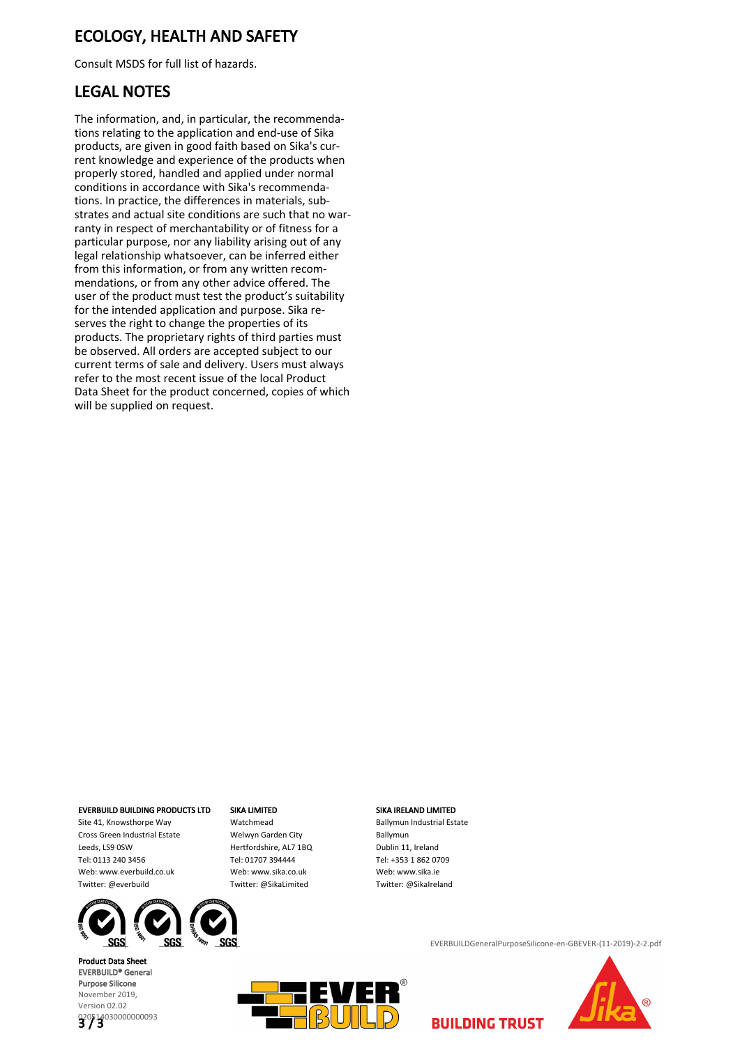## ECOLOGY, HEALTH AND SAFETY

Consult MSDS for full list of hazards.

## LEGAL NOTES

The information, and, in particular, the recommendations relating to the application and end-use of Sika products, are given in good faith based on Sika's current knowledge and experience of the products when properly stored, handled and applied under normal conditions in accordance with Sika's recommendations. In practice, the differences in materials, substrates and actual site conditions are such that no warranty in respect of merchantability or of fitness for a particular purpose, nor any liability arising out of any legal relationship whatsoever, can be inferred either from this information, or from any written recommendations, or from any other advice offered. The user of the product must test the product's suitability for the intended application and purpose. Sika reserves the right to change the properties of its products. The proprietary rights of third parties must be observed. All orders are accepted subject to our current terms of sale and delivery. Users must always refer to the most recent issue of the local Product Data Sheet for the product concerned, copies of which will be supplied on request.

**EVERBUILD BUILDING PRODUCTS LTD**
Site 41, Knowsthorpe Way
Cross Green Industrial Estate
Leeds, LS9 0SW
Tel: 0113 240 3456
Web: www.everbuild.co.uk
Twitter: @everbuild

**SIKA LIMITED**
Watchmead
Welwyn Garden City
Hertfordshire, AL7 1BQ
Tel: 01707 394444
Web: www.sika.co.uk
Twitter: @SikaLimited

**SIKA IRELAND LIMITED**
Ballymun Industrial Estate
Ballymun
Dublin 11, Ireland
Tel: +353 1 862 0709
Web: www.sika.ie
Twitter: @SikaIreland

EVERBUILDGeneralPurposeSilicone-en-GBEVER-(11-2019)-2-2.pdf

**Product Data Sheet**
EVERBUILD® General Purpose Silicone
November 2019, Version 02.02
020514030000000093

BUILDING TRUST